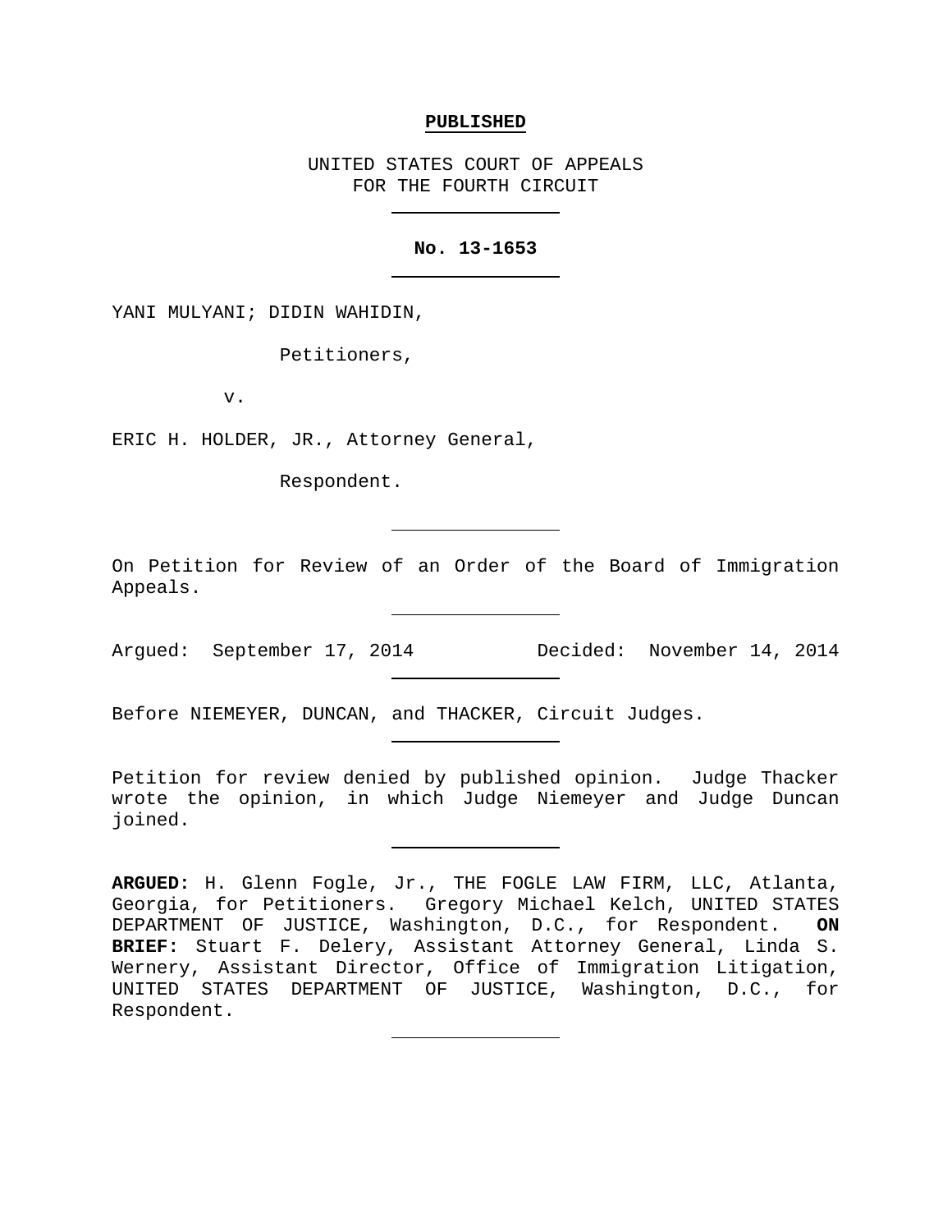**PUBLISHED**

UNITED STATES COURT OF APPEALS
FOR THE FOURTH CIRCUIT

---

**No. 13-1653**

---

YANI MULYANI; DIDIN WAHIDIN,

Petitioners,

v.

ERIC H. HOLDER, JR., Attorney General,

Respondent.

---

On Petition for Review of an Order of the Board of Immigration Appeals.

---

Argued: September 17, 2014 Decided: November 14, 2014

---

Before NIEMEYER, DUNCAN, and THACKER, Circuit Judges.

---

Petition for review denied by published opinion. Judge Thacker wrote the opinion, in which Judge Niemeyer and Judge Duncan joined.

---

**ARGUED:** H. Glenn Fogle, Jr., THE FOGLE LAW FIRM, LLC, Atlanta, Georgia, for Petitioners. Gregory Michael Kelch, UNITED STATES DEPARTMENT OF JUSTICE, Washington, D.C., for Respondent. **ON BRIEF:** Stuart F. Delery, Assistant Attorney General, Linda S. Wernery, Assistant Director, Office of Immigration Litigation, UNITED STATES DEPARTMENT OF JUSTICE, Washington, D.C., for Respondent.

---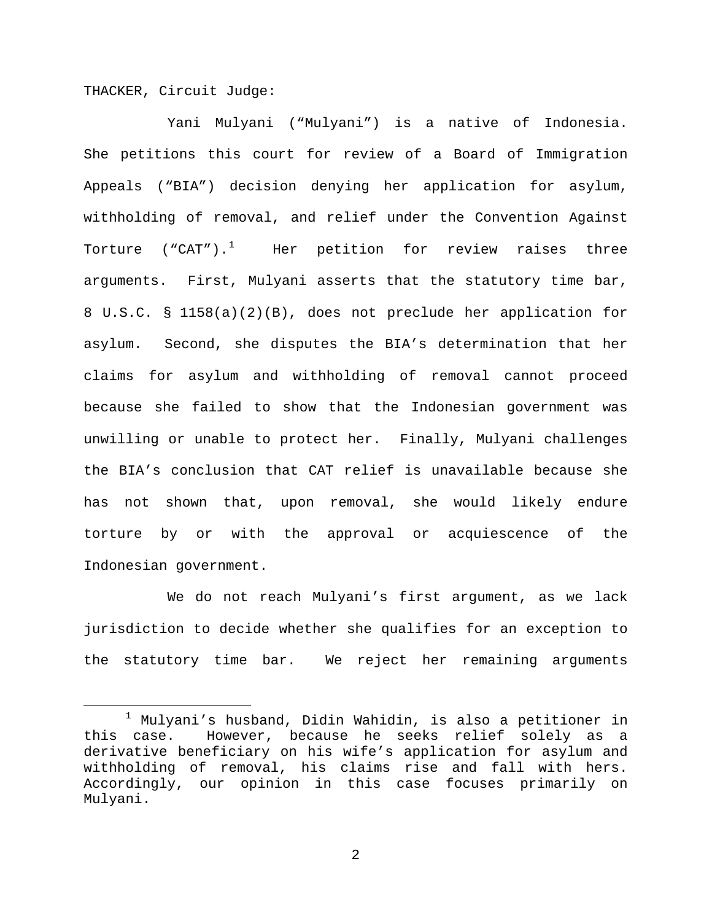THACKER, Circuit Judge:

Yani Mulyani ("Mulyani") is a native of Indonesia. She petitions this court for review of a Board of Immigration Appeals ("BIA") decision denying her application for asylum, withholding of removal, and relief under the Convention Against Torture ("CAT").[1] Her petition for review raises three arguments. First, Mulyani asserts that the statutory time bar, 8 U.S.C. § 1158(a)(2)(B), does not preclude her application for asylum. Second, she disputes the BIA's determination that her claims for asylum and withholding of removal cannot proceed because she failed to show that the Indonesian government was unwilling or unable to protect her. Finally, Mulyani challenges the BIA's conclusion that CAT relief is unavailable because she has not shown that, upon removal, she would likely endure torture by or with the approval or acquiescence of the Indonesian government.

We do not reach Mulyani's first argument, as we lack jurisdiction to decide whether she qualifies for an exception to the statutory time bar. We reject her remaining arguments

[1] Mulyani's husband, Didin Wahidin, is also a petitioner in this case. However, because he seeks relief solely as a derivative beneficiary on his wife's application for asylum and withholding of removal, his claims rise and fall with hers. Accordingly, our opinion in this case focuses primarily on Mulyani.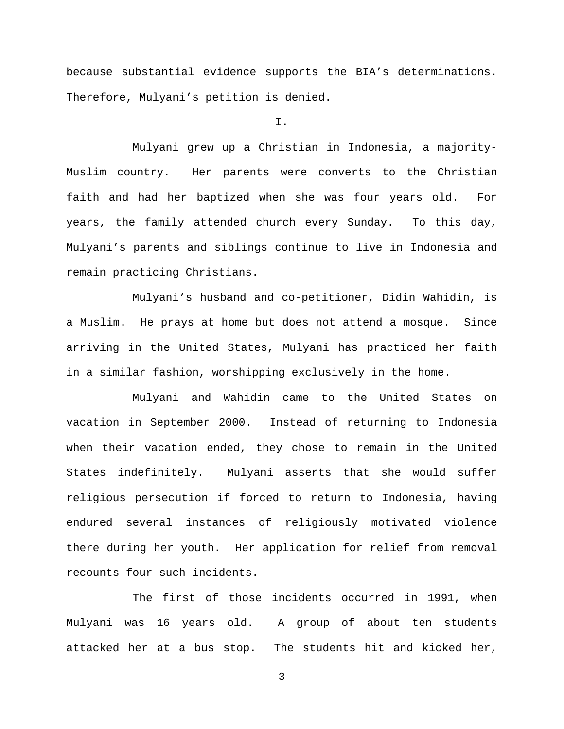because substantial evidence supports the BIA's determinations. Therefore, Mulyani's petition is denied.

I.

Mulyani grew up a Christian in Indonesia, a majority-Muslim country. Her parents were converts to the Christian faith and had her baptized when she was four years old. For years, the family attended church every Sunday. To this day, Mulyani's parents and siblings continue to live in Indonesia and remain practicing Christians.

Mulyani's husband and co-petitioner, Didin Wahidin, is a Muslim. He prays at home but does not attend a mosque. Since arriving in the United States, Mulyani has practiced her faith in a similar fashion, worshipping exclusively in the home.

Mulyani and Wahidin came to the United States on vacation in September 2000. Instead of returning to Indonesia when their vacation ended, they chose to remain in the United States indefinitely. Mulyani asserts that she would suffer religious persecution if forced to return to Indonesia, having endured several instances of religiously motivated violence there during her youth. Her application for relief from removal recounts four such incidents.

The first of those incidents occurred in 1991, when Mulyani was 16 years old. A group of about ten students attacked her at a bus stop. The students hit and kicked her,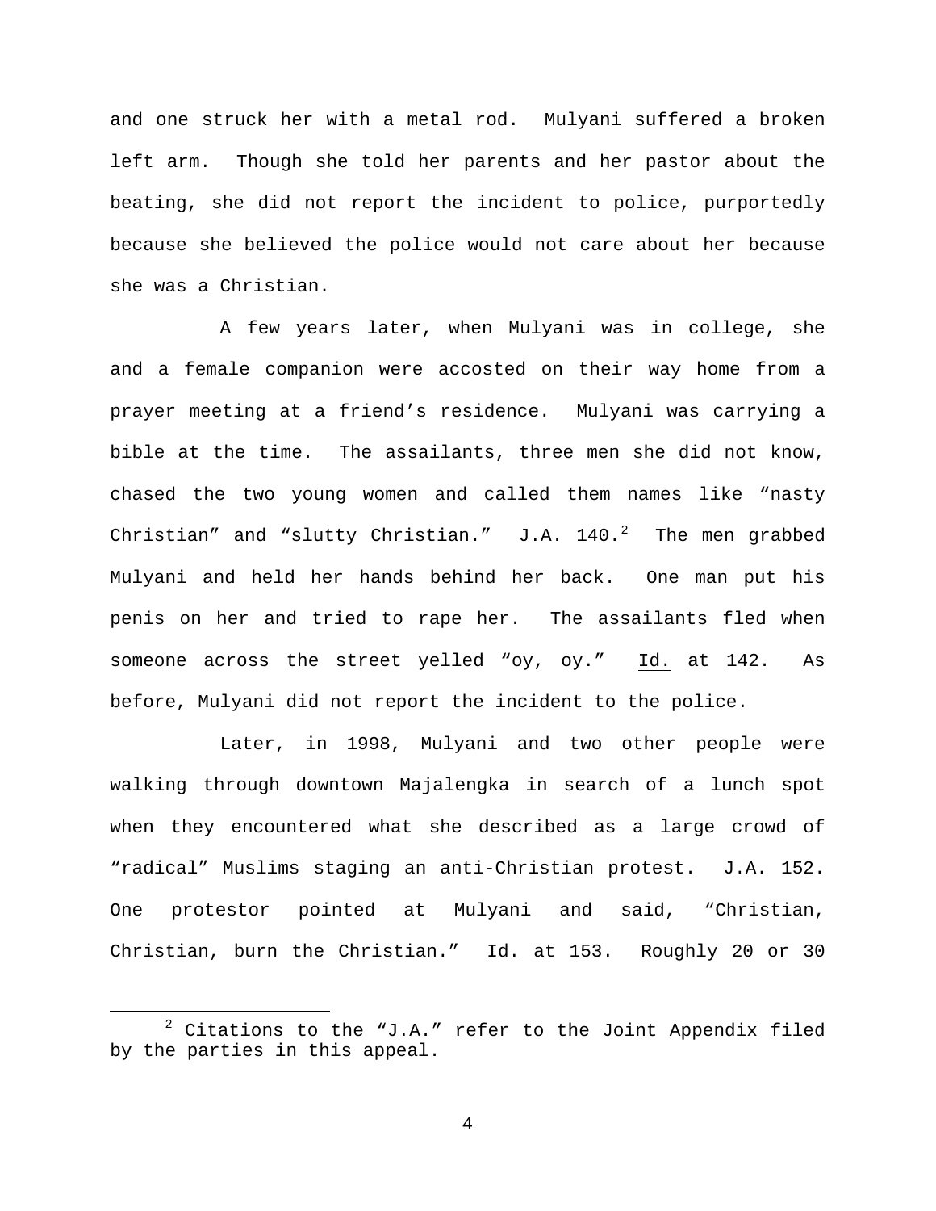and one struck her with a metal rod. Mulyani suffered a broken left arm. Though she told her parents and her pastor about the beating, she did not report the incident to police, purportedly because she believed the police would not care about her because she was a Christian.

A few years later, when Mulyani was in college, she and a female companion were accosted on their way home from a prayer meeting at a friend's residence. Mulyani was carrying a bible at the time. The assailants, three men she did not know, chased the two young women and called them names like "nasty Christian" and "slutty Christian." J.A. 140.[2] The men grabbed Mulyani and held her hands behind her back. One man put his penis on her and tried to rape her. The assailants fled when someone across the street yelled "oy, oy." Id. at 142. As before, Mulyani did not report the incident to the police.

Later, in 1998, Mulyani and two other people were walking through downtown Majalengka in search of a lunch spot when they encountered what she described as a large crowd of "radical" Muslims staging an anti-Christian protest. J.A. 152. One protestor pointed at Mulyani and said, "Christian, Christian, burn the Christian." Id. at 153. Roughly 20 or 30

[2] Citations to the "J.A." refer to the Joint Appendix filed by the parties in this appeal.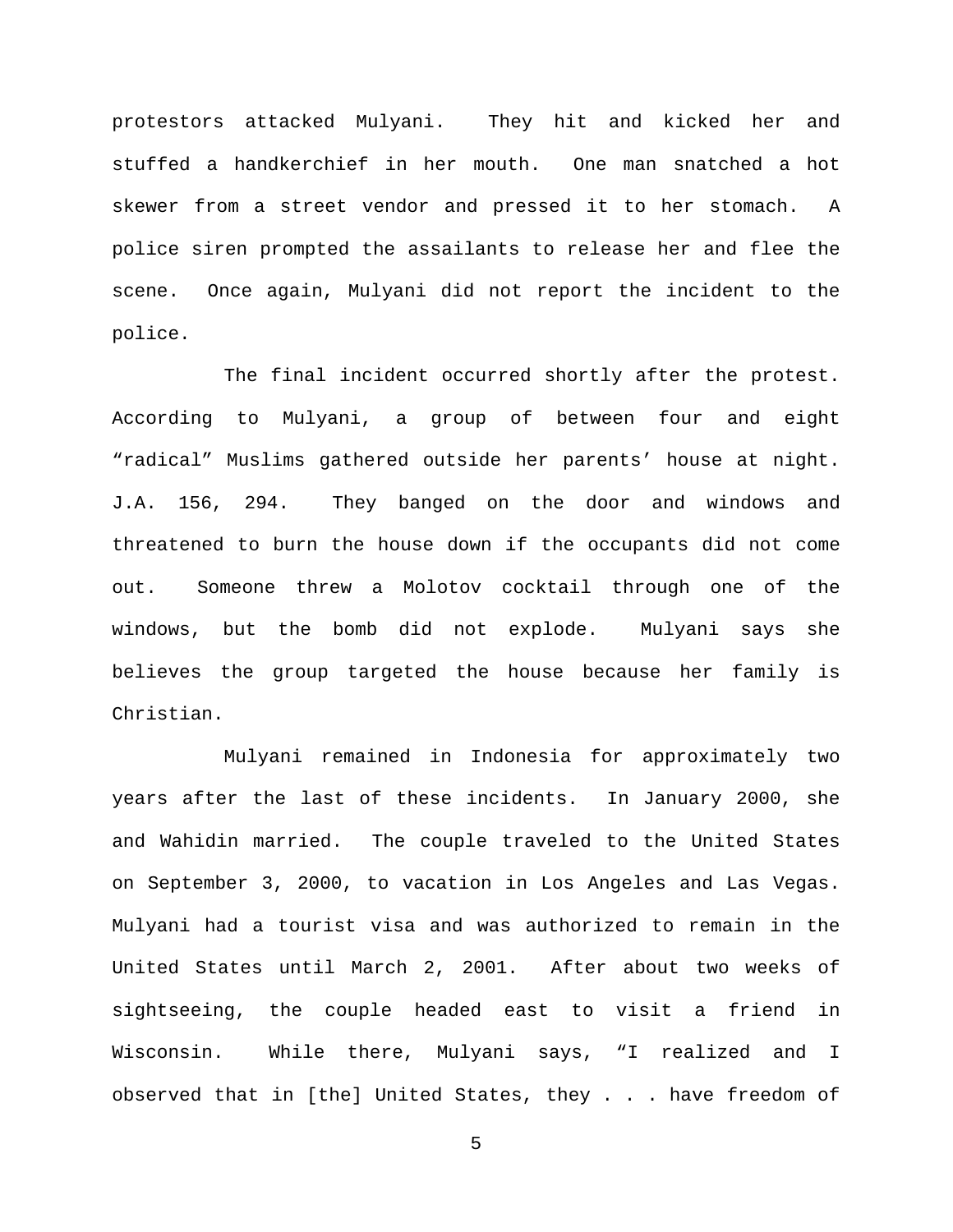protestors attacked Mulyani. They hit and kicked her and stuffed a handkerchief in her mouth. One man snatched a hot skewer from a street vendor and pressed it to her stomach. A police siren prompted the assailants to release her and flee the scene. Once again, Mulyani did not report the incident to the police.

The final incident occurred shortly after the protest. According to Mulyani, a group of between four and eight "radical" Muslims gathered outside her parents' house at night. J.A. 156, 294. They banged on the door and windows and threatened to burn the house down if the occupants did not come out. Someone threw a Molotov cocktail through one of the windows, but the bomb did not explode. Mulyani says she believes the group targeted the house because her family is Christian.

Mulyani remained in Indonesia for approximately two years after the last of these incidents. In January 2000, she and Wahidin married. The couple traveled to the United States on September 3, 2000, to vacation in Los Angeles and Las Vegas. Mulyani had a tourist visa and was authorized to remain in the United States until March 2, 2001. After about two weeks of sightseeing, the couple headed east to visit a friend in Wisconsin. While there, Mulyani says, "I realized and I observed that in [the] United States, they . . . have freedom of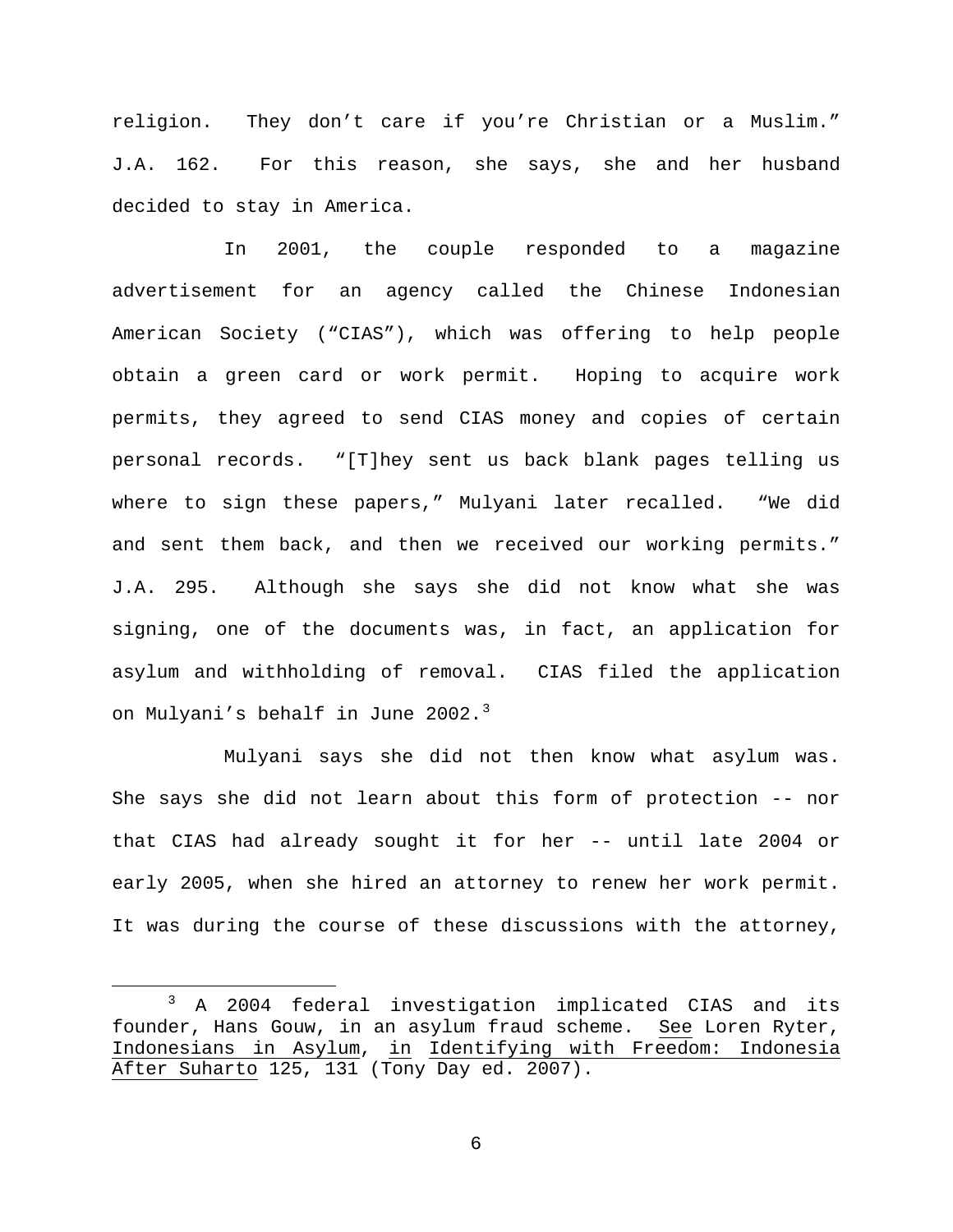religion. They don't care if you're Christian or a Muslim." J.A. 162. For this reason, she says, she and her husband decided to stay in America.

In 2001, the couple responded to a magazine advertisement for an agency called the Chinese Indonesian American Society ("CIAS"), which was offering to help people obtain a green card or work permit. Hoping to acquire work permits, they agreed to send CIAS money and copies of certain personal records. "[T]hey sent us back blank pages telling us where to sign these papers," Mulyani later recalled. "We did and sent them back, and then we received our working permits." J.A. 295. Although she says she did not know what she was signing, one of the documents was, in fact, an application for asylum and withholding of removal. CIAS filed the application on Mulyani's behalf in June 2002.[3]

Mulyani says she did not then know what asylum was. She says she did not learn about this form of protection -- nor that CIAS had already sought it for her -- until late 2004 or early 2005, when she hired an attorney to renew her work permit. It was during the course of these discussions with the attorney,

---

[3] A 2004 federal investigation implicated CIAS and its founder, Hans Gouw, in an asylum fraud scheme. See Loren Ryter, Indonesians in Asylum, in Identifying with Freedom: Indonesia After Suharto 125, 131 (Tony Day ed. 2007).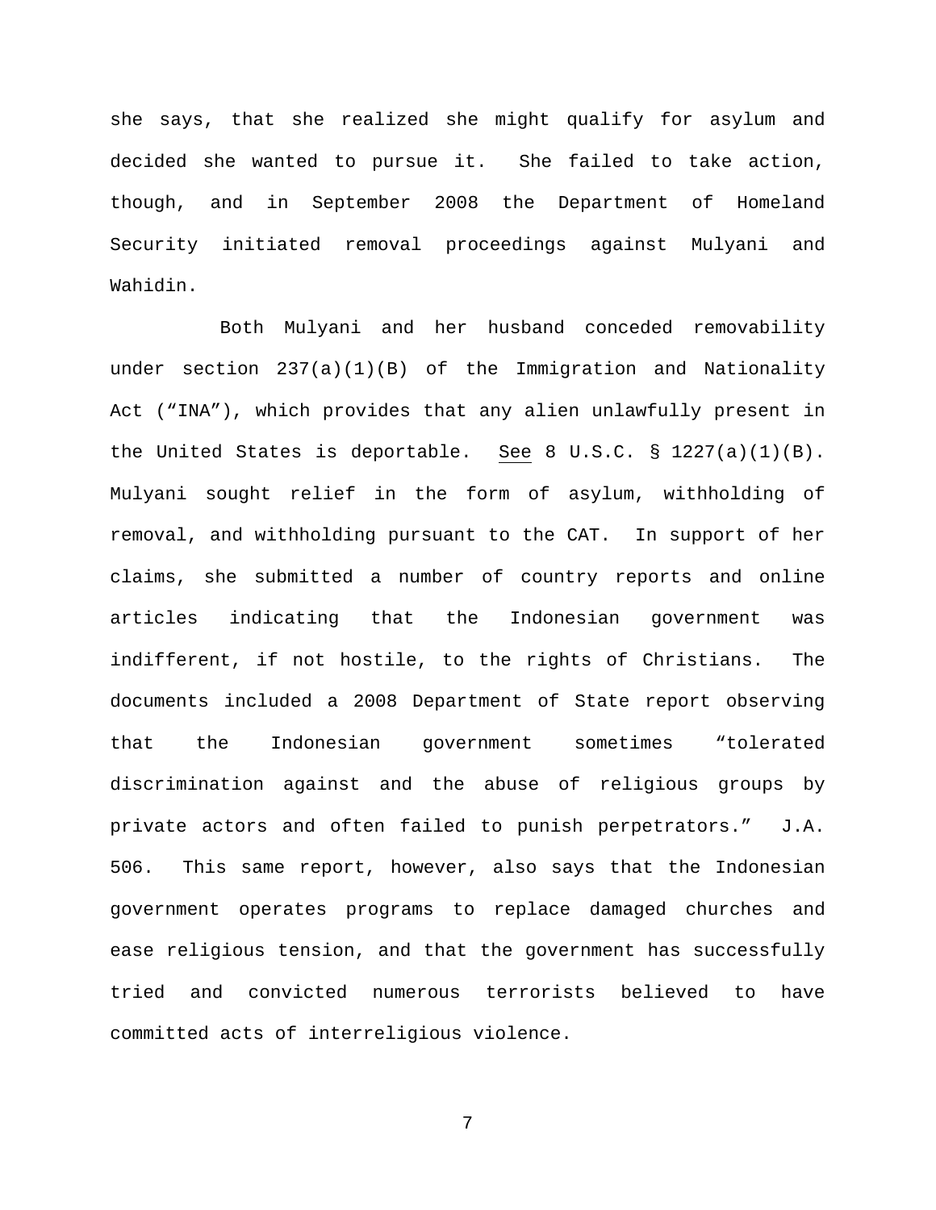she says, that she realized she might qualify for asylum and decided she wanted to pursue it. She failed to take action, though, and in September 2008 the Department of Homeland Security initiated removal proceedings against Mulyani and Wahidin.

Both Mulyani and her husband conceded removability under section 237(a)(1)(B) of the Immigration and Nationality Act ("INA"), which provides that any alien unlawfully present in the United States is deportable. See 8 U.S.C. § 1227(a)(1)(B). Mulyani sought relief in the form of asylum, withholding of removal, and withholding pursuant to the CAT. In support of her claims, she submitted a number of country reports and online articles indicating that the Indonesian government was indifferent, if not hostile, to the rights of Christians. The documents included a 2008 Department of State report observing that the Indonesian government sometimes "tolerated discrimination against and the abuse of religious groups by private actors and often failed to punish perpetrators." J.A. 506. This same report, however, also says that the Indonesian government operates programs to replace damaged churches and ease religious tension, and that the government has successfully tried and convicted numerous terrorists believed to have committed acts of interreligious violence.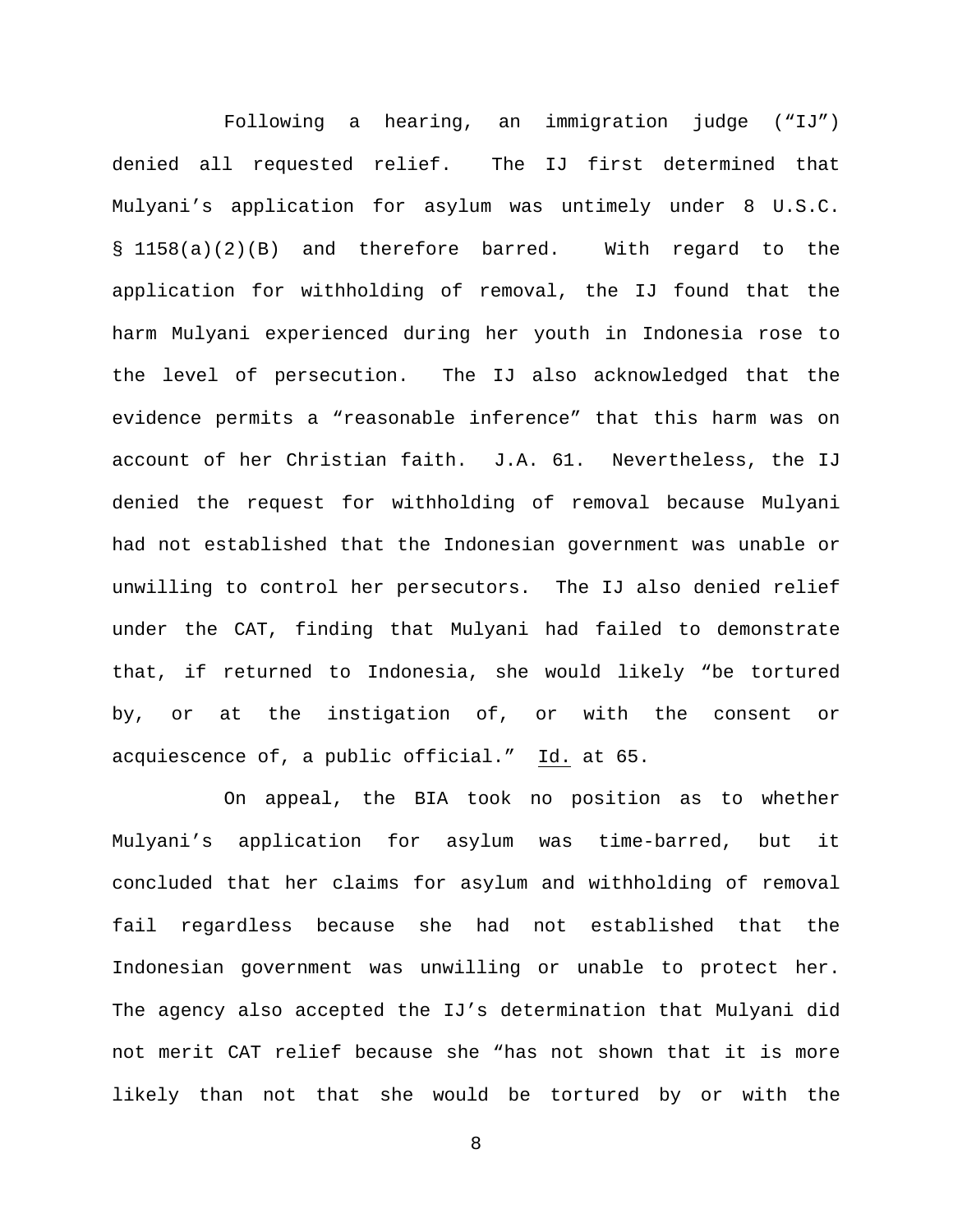Following a hearing, an immigration judge ("IJ") denied all requested relief. The IJ first determined that Mulyani's application for asylum was untimely under 8 U.S.C. § 1158(a)(2)(B) and therefore barred. With regard to the application for withholding of removal, the IJ found that the harm Mulyani experienced during her youth in Indonesia rose to the level of persecution. The IJ also acknowledged that the evidence permits a "reasonable inference" that this harm was on account of her Christian faith. J.A. 61. Nevertheless, the IJ denied the request for withholding of removal because Mulyani had not established that the Indonesian government was unable or unwilling to control her persecutors. The IJ also denied relief under the CAT, finding that Mulyani had failed to demonstrate that, if returned to Indonesia, she would likely "be tortured by, or at the instigation of, or with the consent or acquiescence of, a public official." Id. at 65.

On appeal, the BIA took no position as to whether Mulyani's application for asylum was time-barred, but it concluded that her claims for asylum and withholding of removal fail regardless because she had not established that the Indonesian government was unwilling or unable to protect her. The agency also accepted the IJ's determination that Mulyani did not merit CAT relief because she "has not shown that it is more likely than not that she would be tortured by or with the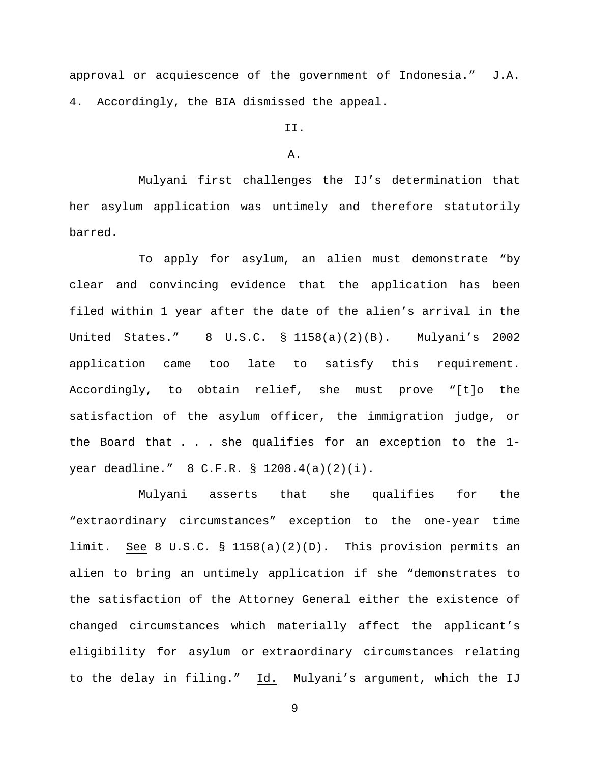approval or acquiescence of the government of Indonesia." J.A. 4. Accordingly, the BIA dismissed the appeal.

## II.

### A.

Mulyani first challenges the IJ's determination that her asylum application was untimely and therefore statutorily barred.

To apply for asylum, an alien must demonstrate "by clear and convincing evidence that the application has been filed within 1 year after the date of the alien's arrival in the United States." 8 U.S.C. § 1158(a)(2)(B). Mulyani's 2002 application came too late to satisfy this requirement. Accordingly, to obtain relief, she must prove "[t]o the satisfaction of the asylum officer, the immigration judge, or the Board that . . . she qualifies for an exception to the 1-year deadline." 8 C.F.R. § 1208.4(a)(2)(i).

Mulyani asserts that she qualifies for the "extraordinary circumstances" exception to the one-year time limit. See 8 U.S.C. § 1158(a)(2)(D). This provision permits an alien to bring an untimely application if she "demonstrates to the satisfaction of the Attorney General either the existence of changed circumstances which materially affect the applicant's eligibility for asylum or extraordinary circumstances relating to the delay in filing." Id. Mulyani's argument, which the IJ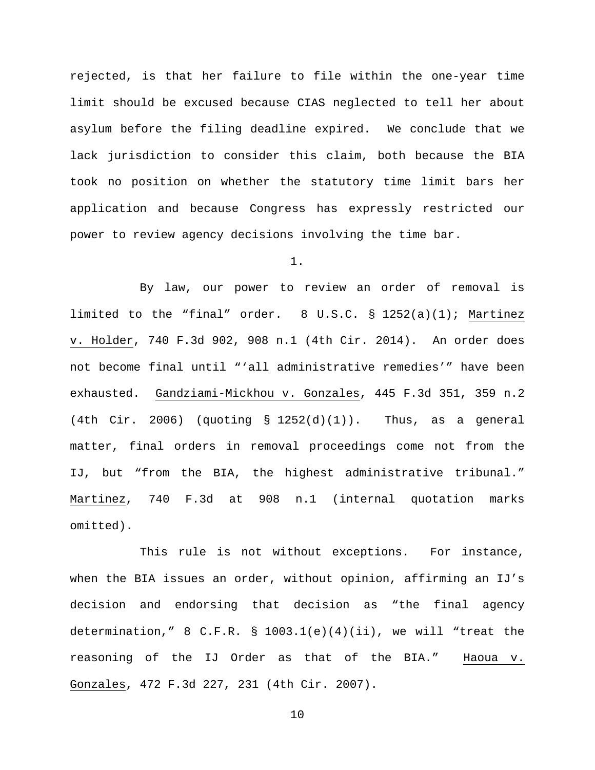rejected, is that her failure to file within the one-year time limit should be excused because CIAS neglected to tell her about asylum before the filing deadline expired. We conclude that we lack jurisdiction to consider this claim, both because the BIA took no position on whether the statutory time limit bars her application and because Congress has expressly restricted our power to review agency decisions involving the time bar.

1.

By law, our power to review an order of removal is limited to the "final" order. 8 U.S.C. § 1252(a)(1); Martinez v. Holder, 740 F.3d 902, 908 n.1 (4th Cir. 2014). An order does not become final until "'all administrative remedies'" have been exhausted. Gandziami-Mickhou v. Gonzales, 445 F.3d 351, 359 n.2 (4th Cir. 2006) (quoting § 1252(d)(1)). Thus, as a general matter, final orders in removal proceedings come not from the IJ, but "from the BIA, the highest administrative tribunal." Martinez, 740 F.3d at 908 n.1 (internal quotation marks omitted).

This rule is not without exceptions. For instance, when the BIA issues an order, without opinion, affirming an IJ's decision and endorsing that decision as "the final agency determination," 8 C.F.R. § 1003.1(e)(4)(ii), we will "treat the reasoning of the IJ Order as that of the BIA." Haoua v. Gonzales, 472 F.3d 227, 231 (4th Cir. 2007).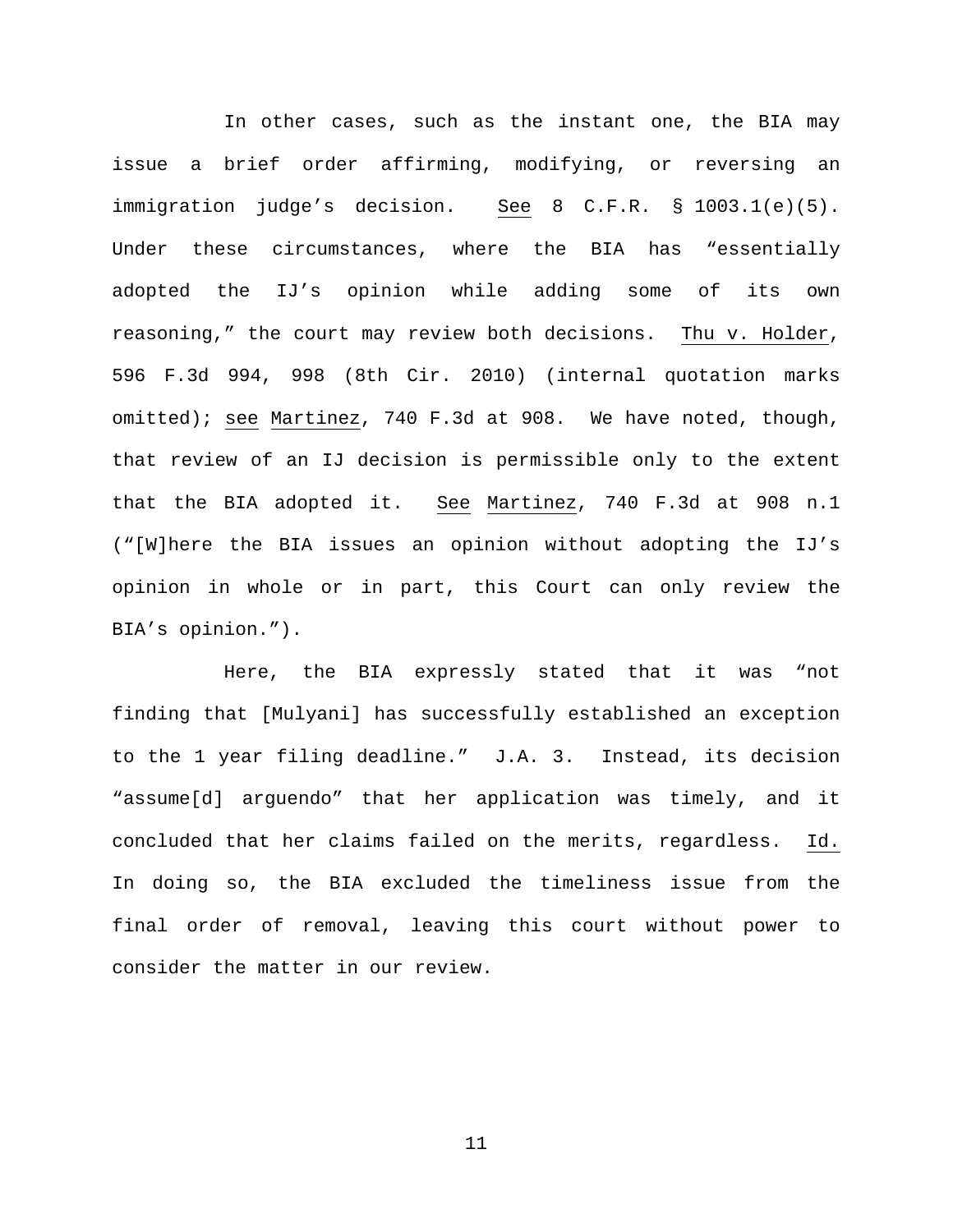In other cases, such as the instant one, the BIA may issue a brief order affirming, modifying, or reversing an immigration judge's decision. See 8 C.F.R. § 1003.1(e)(5). Under these circumstances, where the BIA has "essentially adopted the IJ's opinion while adding some of its own reasoning," the court may review both decisions. Thu v. Holder, 596 F.3d 994, 998 (8th Cir. 2010) (internal quotation marks omitted); see Martinez, 740 F.3d at 908. We have noted, though, that review of an IJ decision is permissible only to the extent that the BIA adopted it. See Martinez, 740 F.3d at 908 n.1 ("[W]here the BIA issues an opinion without adopting the IJ's opinion in whole or in part, this Court can only review the BIA's opinion.").

Here, the BIA expressly stated that it was "not finding that [Mulyani] has successfully established an exception to the 1 year filing deadline." J.A. 3. Instead, its decision "assume[d] arguendo" that her application was timely, and it concluded that her claims failed on the merits, regardless. Id. In doing so, the BIA excluded the timeliness issue from the final order of removal, leaving this court without power to consider the matter in our review.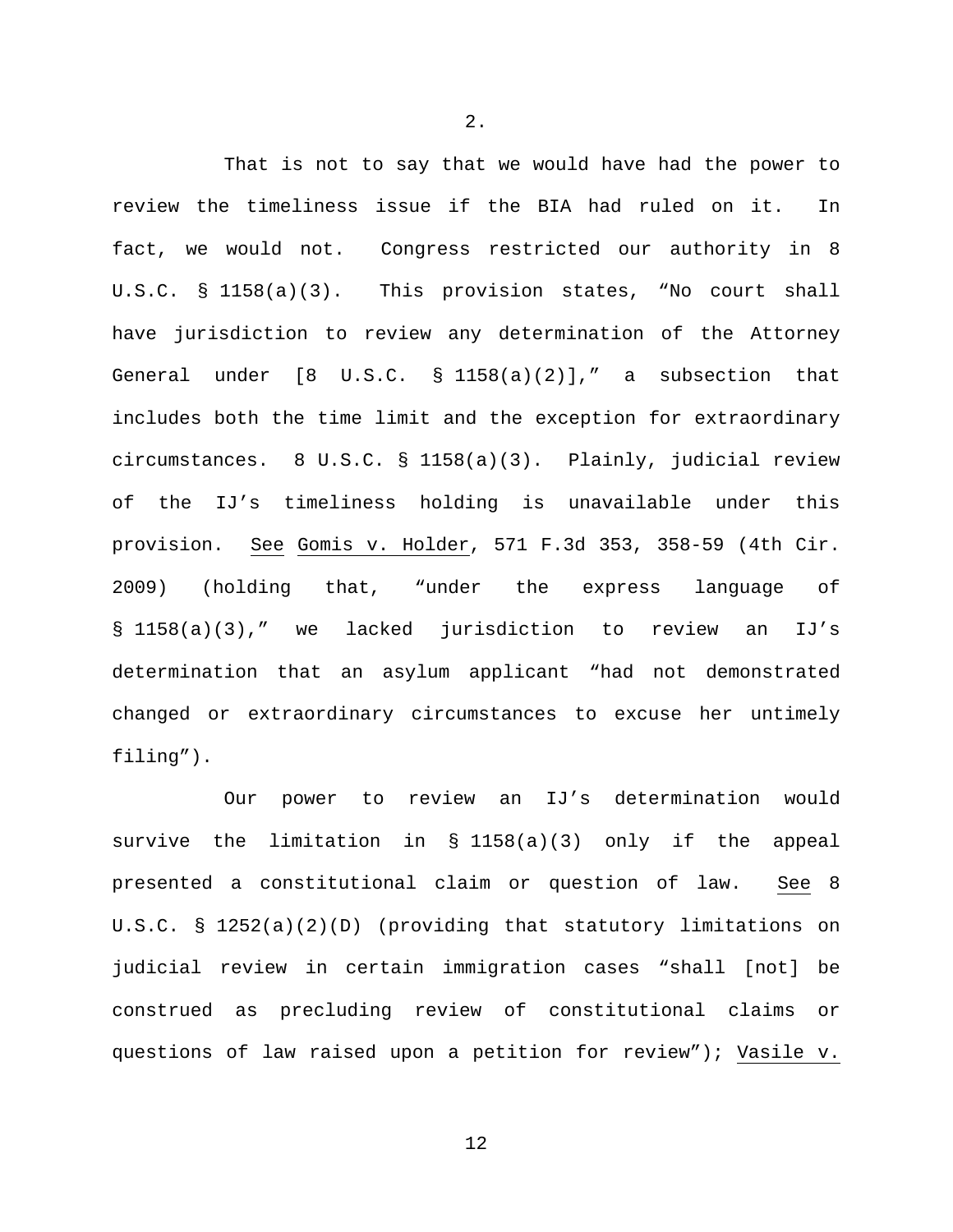2.

That is not to say that we would have had the power to review the timeliness issue if the BIA had ruled on it. In fact, we would not. Congress restricted our authority in 8 U.S.C. § 1158(a)(3). This provision states, "No court shall have jurisdiction to review any determination of the Attorney General under [8 U.S.C. § 1158(a)(2)]," a subsection that includes both the time limit and the exception for extraordinary circumstances. 8 U.S.C. § 1158(a)(3). Plainly, judicial review of the IJ's timeliness holding is unavailable under this provision. See Gomis v. Holder, 571 F.3d 353, 358-59 (4th Cir. 2009) (holding that, "under the express language of § 1158(a)(3)," we lacked jurisdiction to review an IJ's determination that an asylum applicant "had not demonstrated changed or extraordinary circumstances to excuse her untimely filing").

Our power to review an IJ's determination would survive the limitation in § 1158(a)(3) only if the appeal presented a constitutional claim or question of law. See 8 U.S.C. § 1252(a)(2)(D) (providing that statutory limitations on judicial review in certain immigration cases "shall [not] be construed as precluding review of constitutional claims or questions of law raised upon a petition for review"); Vasile v.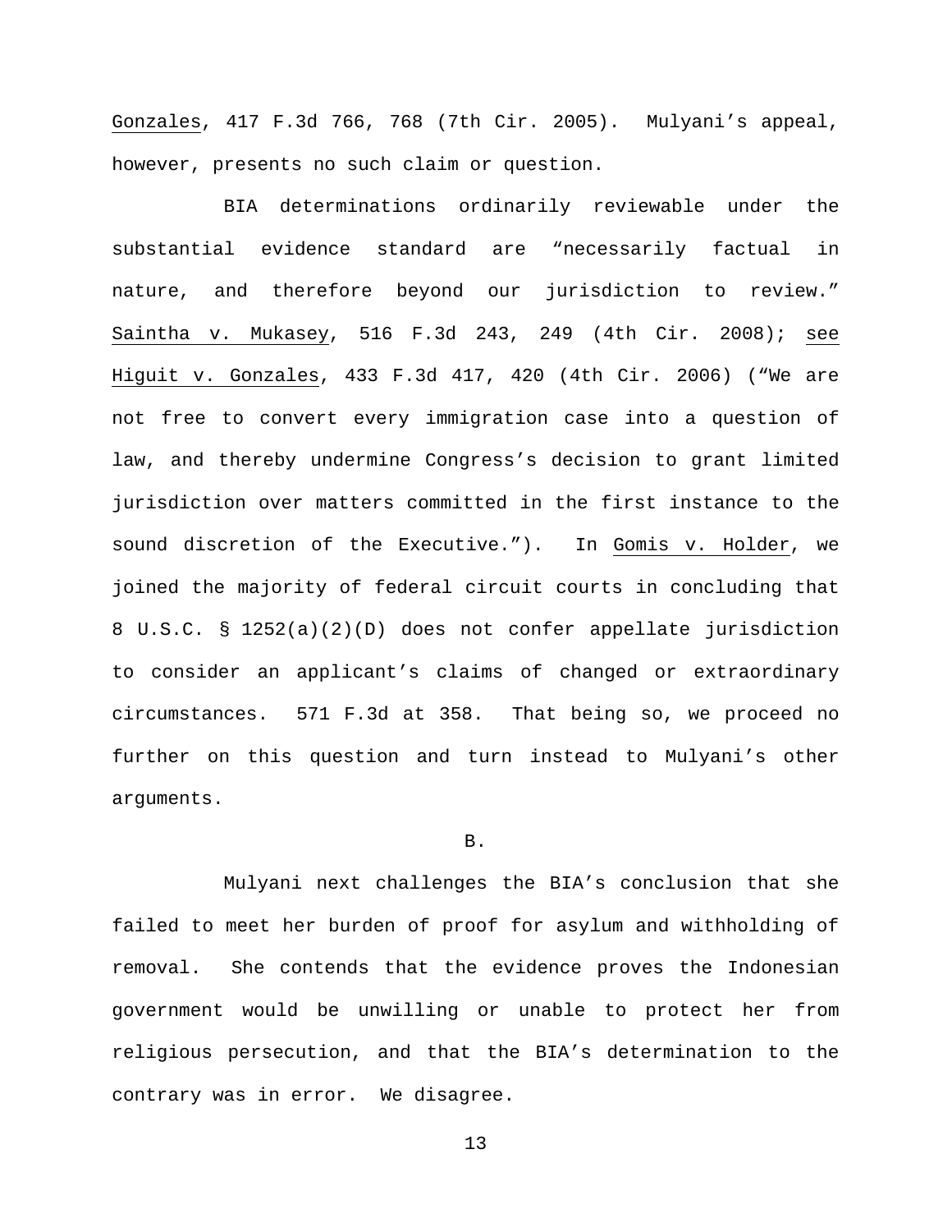Gonzales, 417 F.3d 766, 768 (7th Cir. 2005). Mulyani's appeal, however, presents no such claim or question.

BIA determinations ordinarily reviewable under the substantial evidence standard are "necessarily factual in nature, and therefore beyond our jurisdiction to review." Saintha v. Mukasey, 516 F.3d 243, 249 (4th Cir. 2008); see Higuit v. Gonzales, 433 F.3d 417, 420 (4th Cir. 2006) ("We are not free to convert every immigration case into a question of law, and thereby undermine Congress's decision to grant limited jurisdiction over matters committed in the first instance to the sound discretion of the Executive."). In Gomis v. Holder, we joined the majority of federal circuit courts in concluding that 8 U.S.C. § 1252(a)(2)(D) does not confer appellate jurisdiction to consider an applicant's claims of changed or extraordinary circumstances. 571 F.3d at 358. That being so, we proceed no further on this question and turn instead to Mulyani's other arguments.

B.

Mulyani next challenges the BIA's conclusion that she failed to meet her burden of proof for asylum and withholding of removal. She contends that the evidence proves the Indonesian government would be unwilling or unable to protect her from religious persecution, and that the BIA's determination to the contrary was in error. We disagree.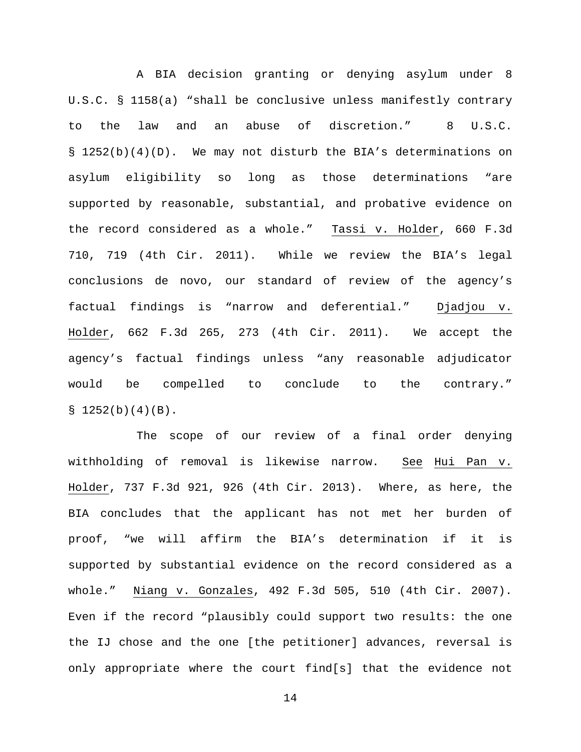A BIA decision granting or denying asylum under 8 U.S.C. § 1158(a) "shall be conclusive unless manifestly contrary to the law and an abuse of discretion." 8 U.S.C. § 1252(b)(4)(D). We may not disturb the BIA's determinations on asylum eligibility so long as those determinations "are supported by reasonable, substantial, and probative evidence on the record considered as a whole." Tassi v. Holder, 660 F.3d 710, 719 (4th Cir. 2011). While we review the BIA's legal conclusions de novo, our standard of review of the agency's factual findings is "narrow and deferential." Djadjou v. Holder, 662 F.3d 265, 273 (4th Cir. 2011). We accept the agency's factual findings unless "any reasonable adjudicator would be compelled to conclude to the contrary." § 1252(b)(4)(B).

The scope of our review of a final order denying withholding of removal is likewise narrow. See Hui Pan v. Holder, 737 F.3d 921, 926 (4th Cir. 2013). Where, as here, the BIA concludes that the applicant has not met her burden of proof, "we will affirm the BIA's determination if it is supported by substantial evidence on the record considered as a whole." Niang v. Gonzales, 492 F.3d 505, 510 (4th Cir. 2007). Even if the record "plausibly could support two results: the one the IJ chose and the one [the petitioner] advances, reversal is only appropriate where the court find[s] that the evidence not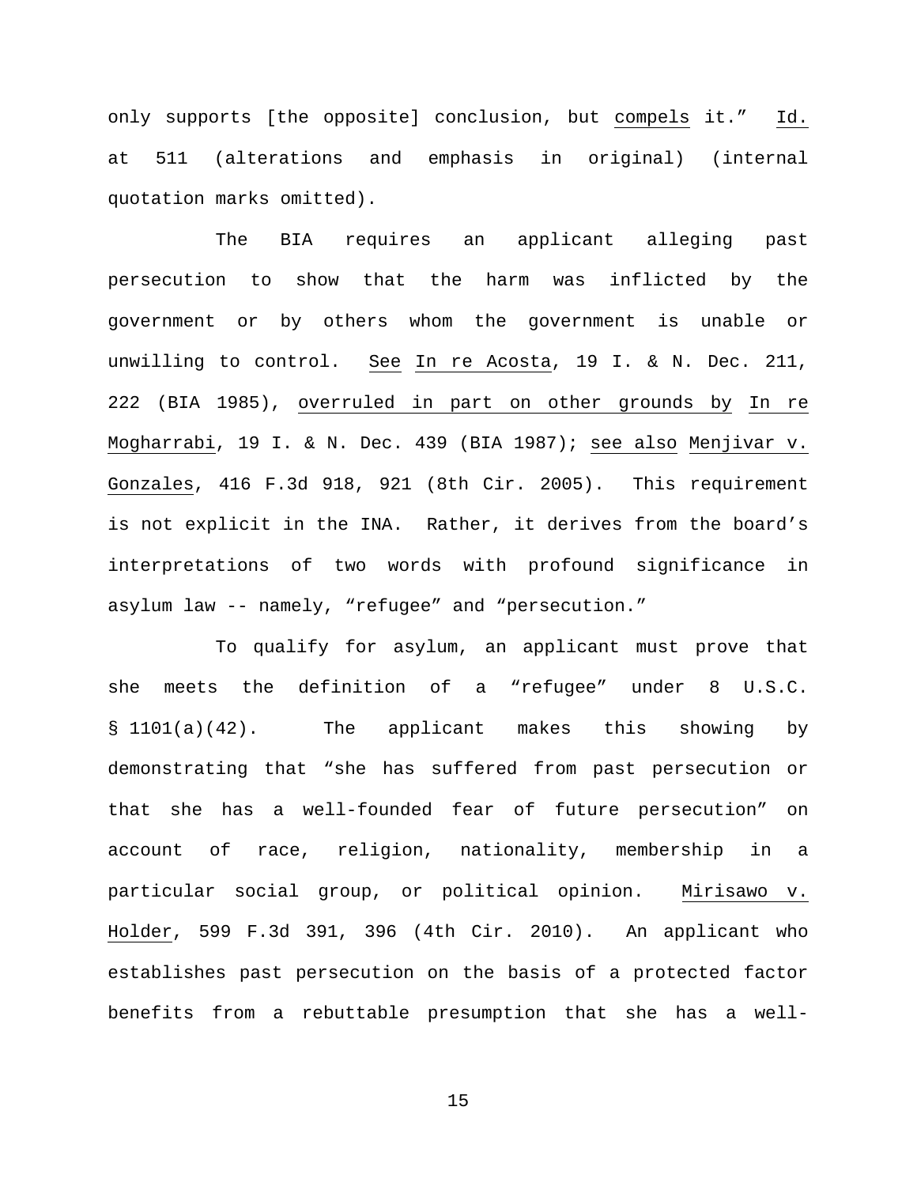only supports [the opposite] conclusion, but _compels_ it." _Id._ at 511 (alterations and emphasis in original) (internal quotation marks omitted).

The BIA requires an applicant alleging past persecution to show that the harm was inflicted by the government or by others whom the government is unable or unwilling to control. _See_ _In re Acosta_, 19 I. & N. Dec. 211, 222 (BIA 1985), _overruled in part on other grounds by_ _In re Mogharrabi_, 19 I. & N. Dec. 439 (BIA 1987); _see also_ _Menjivar v. Gonzales_, 416 F.3d 918, 921 (8th Cir. 2005). This requirement is not explicit in the INA. Rather, it derives from the board's interpretations of two words with profound significance in asylum law -- namely, "refugee" and "persecution."

To qualify for asylum, an applicant must prove that she meets the definition of a "refugee" under 8 U.S.C. § 1101(a)(42). The applicant makes this showing by demonstrating that "she has suffered from past persecution or that she has a well-founded fear of future persecution" on account of race, religion, nationality, membership in a particular social group, or political opinion. _Mirisawo v. Holder_, 599 F.3d 391, 396 (4th Cir. 2010). An applicant who establishes past persecution on the basis of a protected factor benefits from a rebuttable presumption that she has a well-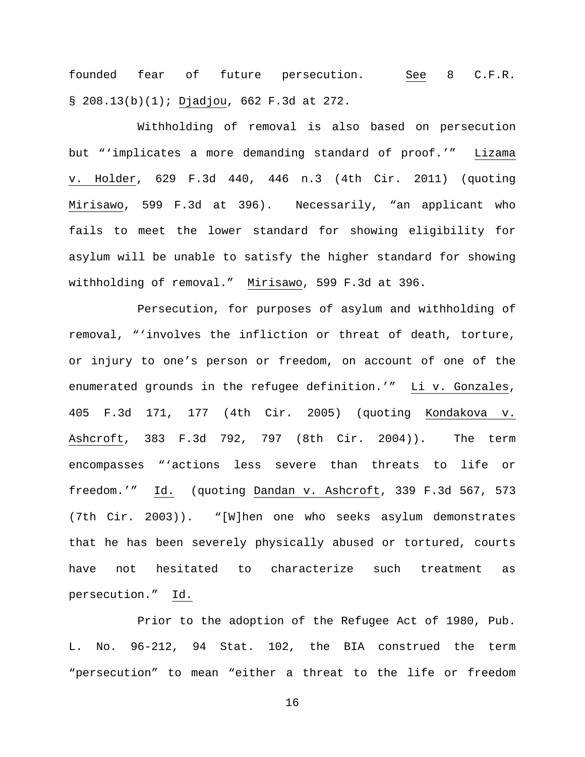founded fear of future persecution. See 8 C.F.R. § 208.13(b)(1); Djadjou, 662 F.3d at 272.

Withholding of removal is also based on persecution but "'implicates a more demanding standard of proof.'" Lizama v. Holder, 629 F.3d 440, 446 n.3 (4th Cir. 2011) (quoting Mirisawo, 599 F.3d at 396). Necessarily, "an applicant who fails to meet the lower standard for showing eligibility for asylum will be unable to satisfy the higher standard for showing withholding of removal." Mirisawo, 599 F.3d at 396.

Persecution, for purposes of asylum and withholding of removal, "'involves the infliction or threat of death, torture, or injury to one's person or freedom, on account of one of the enumerated grounds in the refugee definition.'" Li v. Gonzales, 405 F.3d 171, 177 (4th Cir. 2005) (quoting Kondakova v. Ashcroft, 383 F.3d 792, 797 (8th Cir. 2004)). The term encompasses "'actions less severe than threats to life or freedom.'" Id. (quoting Dandan v. Ashcroft, 339 F.3d 567, 573 (7th Cir. 2003)). "[W]hen one who seeks asylum demonstrates that he has been severely physically abused or tortured, courts have not hesitated to characterize such treatment as persecution." Id.

Prior to the adoption of the Refugee Act of 1980, Pub. L. No. 96-212, 94 Stat. 102, the BIA construed the term "persecution" to mean "either a threat to the life or freedom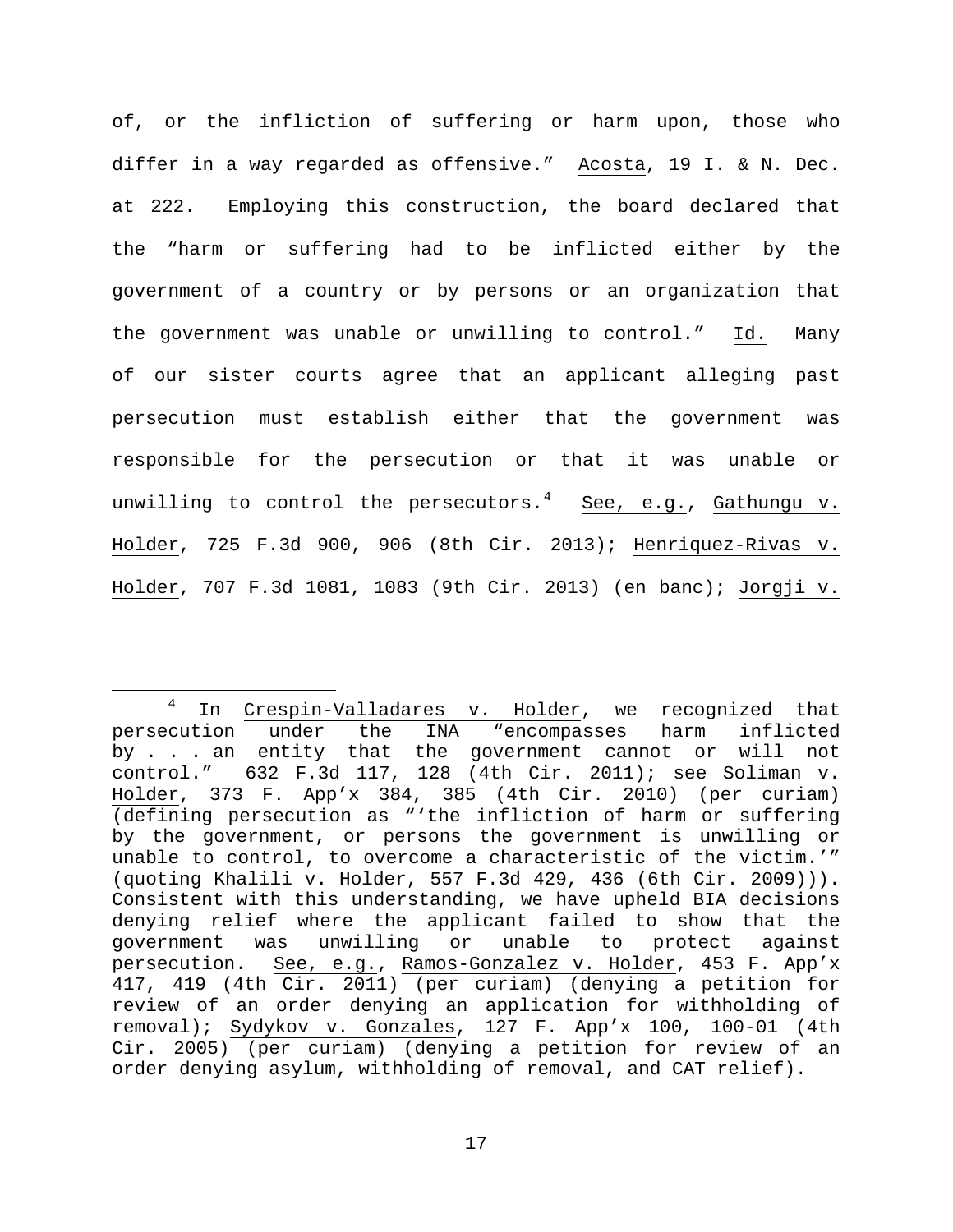of, or the infliction of suffering or harm upon, those who differ in a way regarded as offensive." Acosta, 19 I. & N. Dec. at 222. Employing this construction, the board declared that the "harm or suffering had to be inflicted either by the government of a country or by persons or an organization that the government was unable or unwilling to control." Id. Many of our sister courts agree that an applicant alleging past persecution must establish either that the government was responsible for the persecution or that it was unable or unwilling to control the persecutors.[4] See, e.g., Gathungu v. Holder, 725 F.3d 900, 906 (8th Cir. 2013); Henriquez-Rivas v. Holder, 707 F.3d 1081, 1083 (9th Cir. 2013) (en banc); Jorgji v.

[4] In Crespin-Valladares v. Holder, we recognized that persecution under the INA "encompasses harm inflicted by . . . an entity that the government cannot or will not control." 632 F.3d 117, 128 (4th Cir. 2011); see Soliman v. Holder, 373 F. App'x 384, 385 (4th Cir. 2010) (per curiam) (defining persecution as "'the infliction of harm or suffering by the government, or persons the government is unwilling or unable to control, to overcome a characteristic of the victim.'" (quoting Khalili v. Holder, 557 F.3d 429, 436 (6th Cir. 2009))). Consistent with this understanding, we have upheld BIA decisions denying relief where the applicant failed to show that the government was unwilling or unable to protect against persecution. See, e.g., Ramos-Gonzalez v. Holder, 453 F. App'x 417, 419 (4th Cir. 2011) (per curiam) (denying a petition for review of an order denying an application for withholding of removal); Sydykov v. Gonzales, 127 F. App'x 100, 100-01 (4th Cir. 2005) (per curiam) (denying a petition for review of an order denying asylum, withholding of removal, and CAT relief).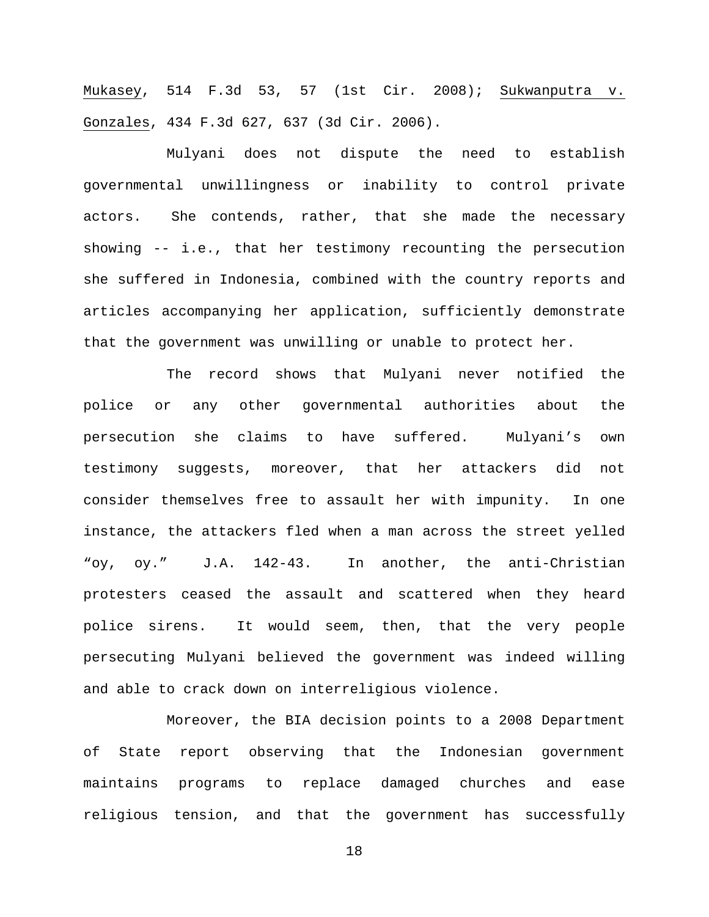Mukasey, 514 F.3d 53, 57 (1st Cir. 2008); Sukwanputra v. Gonzales, 434 F.3d 627, 637 (3d Cir. 2006).

Mulyani does not dispute the need to establish governmental unwillingness or inability to control private actors. She contends, rather, that she made the necessary showing -- i.e., that her testimony recounting the persecution she suffered in Indonesia, combined with the country reports and articles accompanying her application, sufficiently demonstrate that the government was unwilling or unable to protect her.

The record shows that Mulyani never notified the police or any other governmental authorities about the persecution she claims to have suffered. Mulyani's own testimony suggests, moreover, that her attackers did not consider themselves free to assault her with impunity. In one instance, the attackers fled when a man across the street yelled "oy, oy." J.A. 142-43. In another, the anti-Christian protesters ceased the assault and scattered when they heard police sirens. It would seem, then, that the very people persecuting Mulyani believed the government was indeed willing and able to crack down on interreligious violence.

Moreover, the BIA decision points to a 2008 Department of State report observing that the Indonesian government maintains programs to replace damaged churches and ease religious tension, and that the government has successfully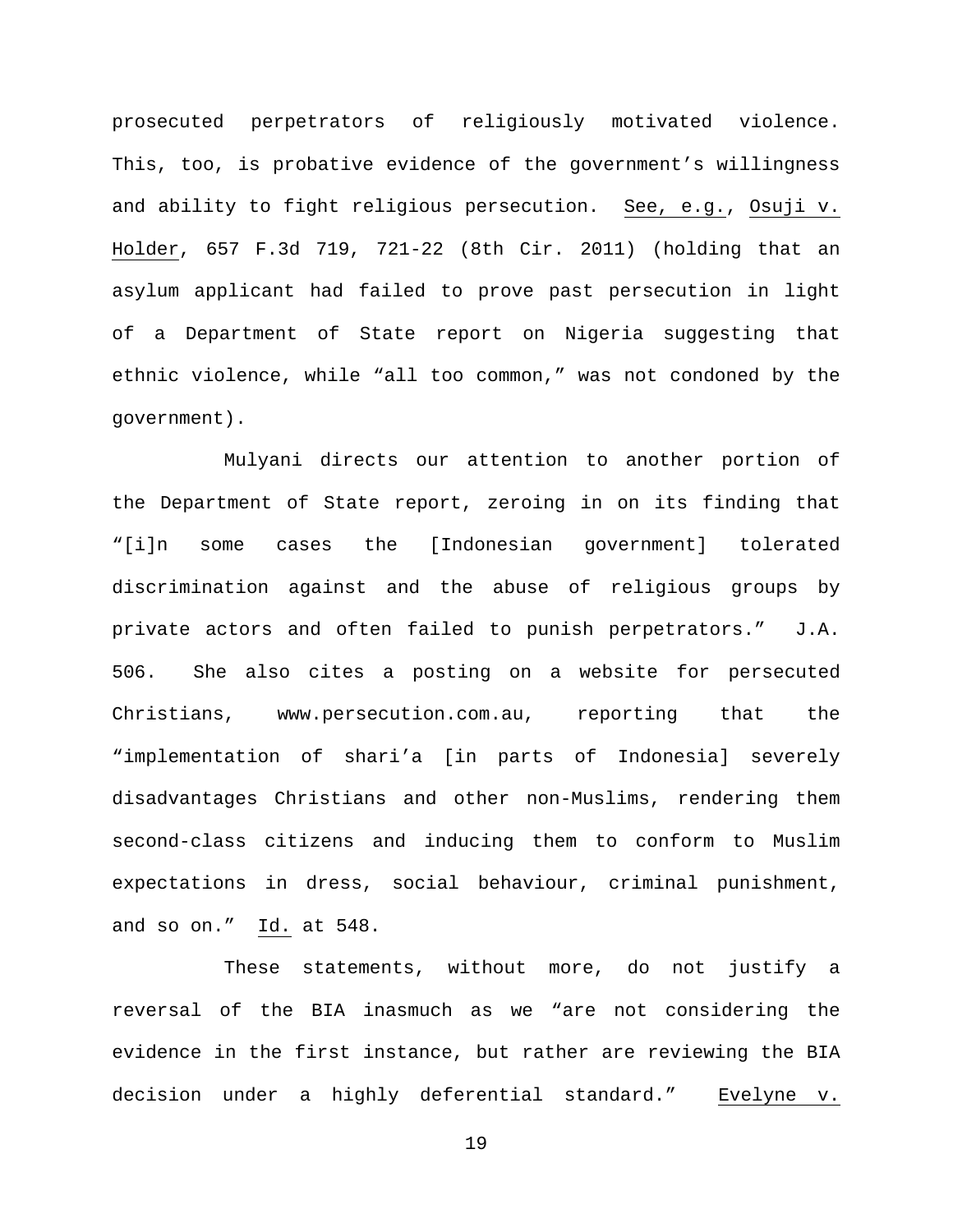prosecuted perpetrators of religiously motivated violence. This, too, is probative evidence of the government's willingness and ability to fight religious persecution. See, e.g., Osuji v. Holder, 657 F.3d 719, 721-22 (8th Cir. 2011) (holding that an asylum applicant had failed to prove past persecution in light of a Department of State report on Nigeria suggesting that ethnic violence, while "all too common," was not condoned by the government).

Mulyani directs our attention to another portion of the Department of State report, zeroing in on its finding that "[i]n some cases the [Indonesian government] tolerated discrimination against and the abuse of religious groups by private actors and often failed to punish perpetrators." J.A. 506. She also cites a posting on a website for persecuted Christians, www.persecution.com.au, reporting that the "implementation of shari'a [in parts of Indonesia] severely disadvantages Christians and other non-Muslims, rendering them second-class citizens and inducing them to conform to Muslim expectations in dress, social behaviour, criminal punishment, and so on." Id. at 548.

These statements, without more, do not justify a reversal of the BIA inasmuch as we "are not considering the evidence in the first instance, but rather are reviewing the BIA decision under a highly deferential standard." Evelyne v.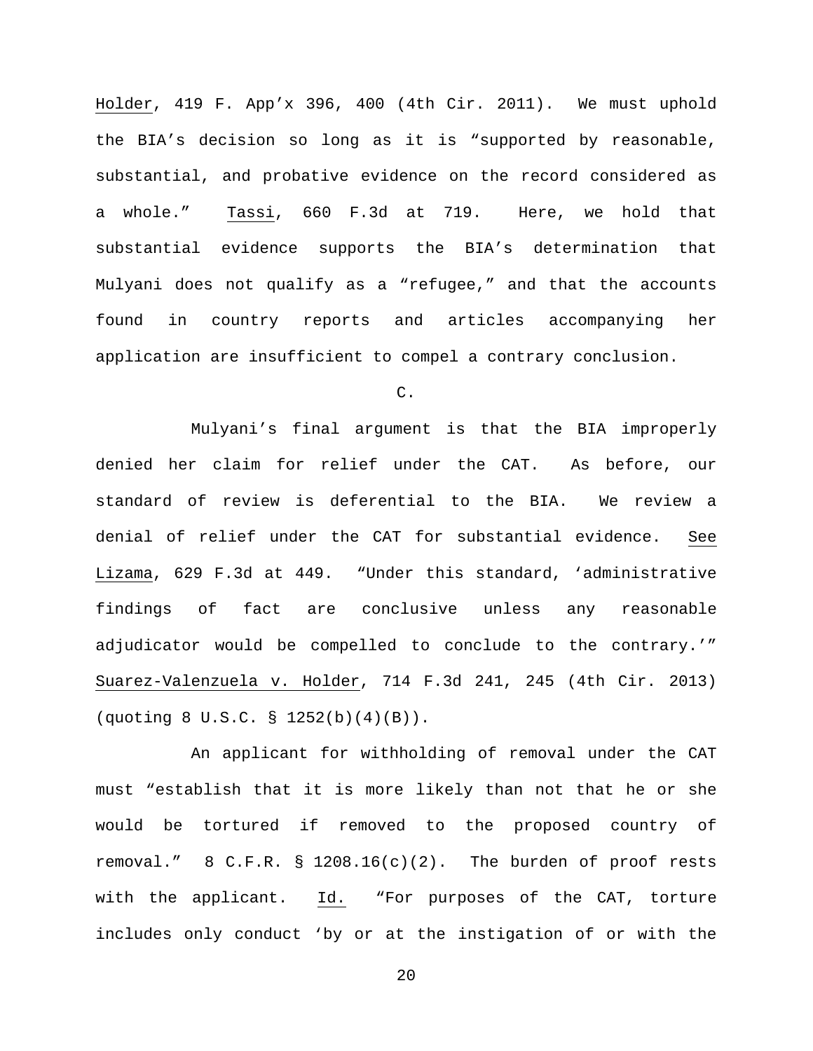Holder, 419 F. App'x 396, 400 (4th Cir. 2011). We must uphold the BIA's decision so long as it is "supported by reasonable, substantial, and probative evidence on the record considered as a whole." Tassi, 660 F.3d at 719. Here, we hold that substantial evidence supports the BIA's determination that Mulyani does not qualify as a "refugee," and that the accounts found in country reports and articles accompanying her application are insufficient to compel a contrary conclusion.

C.

Mulyani's final argument is that the BIA improperly denied her claim for relief under the CAT. As before, our standard of review is deferential to the BIA. We review a denial of relief under the CAT for substantial evidence. See Lizama, 629 F.3d at 449. "Under this standard, 'administrative findings of fact are conclusive unless any reasonable adjudicator would be compelled to conclude to the contrary.'" Suarez-Valenzuela v. Holder, 714 F.3d 241, 245 (4th Cir. 2013) (quoting 8 U.S.C. § 1252(b)(4)(B)).

An applicant for withholding of removal under the CAT must "establish that it is more likely than not that he or she would be tortured if removed to the proposed country of removal." 8 C.F.R. § 1208.16(c)(2). The burden of proof rests with the applicant. Id. "For purposes of the CAT, torture includes only conduct 'by or at the instigation of or with the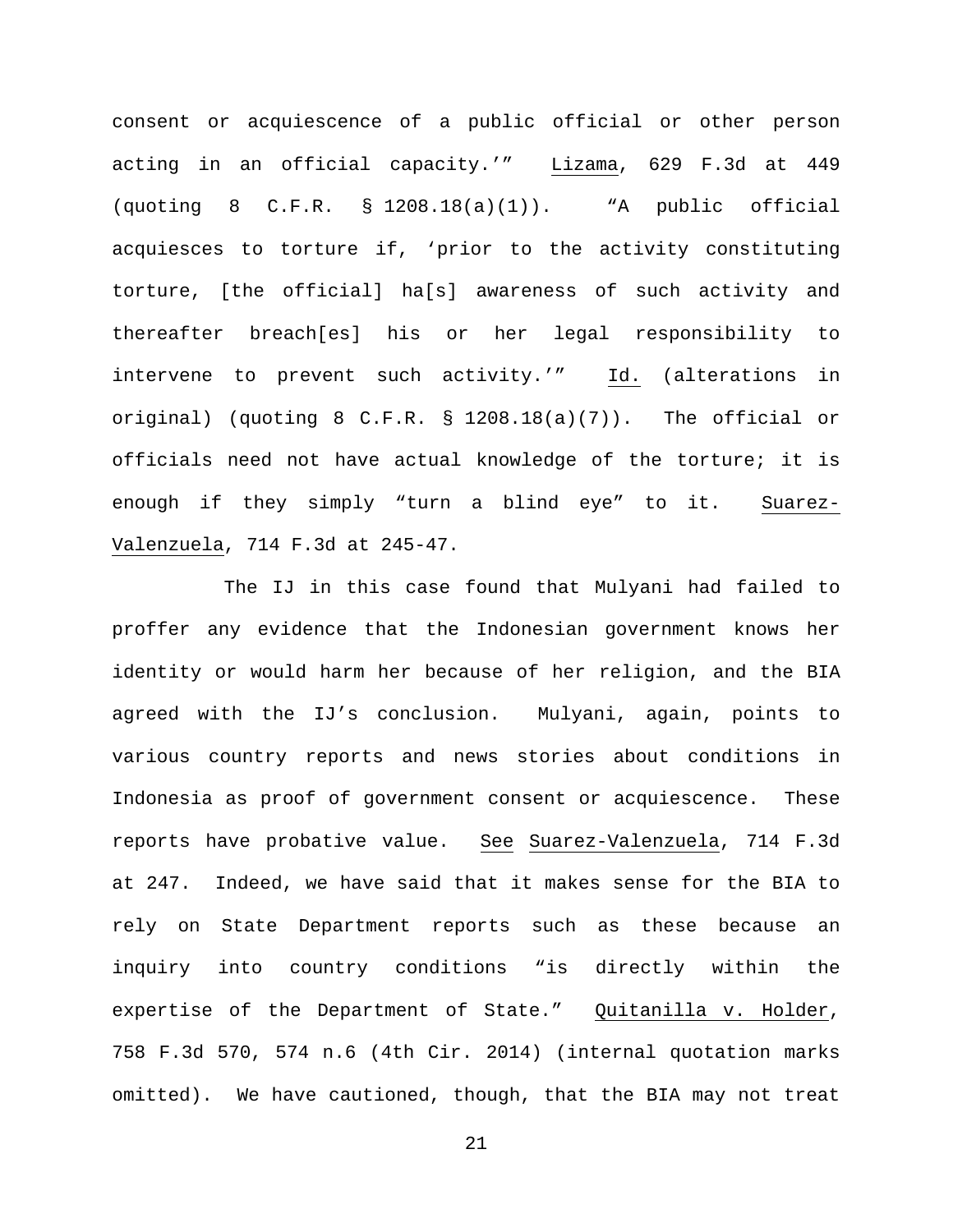consent or acquiescence of a public official or other person acting in an official capacity.'" Lizama, 629 F.3d at 449 (quoting 8 C.F.R. § 1208.18(a)(1)). "A public official acquiesces to torture if, 'prior to the activity constituting torture, [the official] ha[s] awareness of such activity and thereafter breach[es] his or her legal responsibility to intervene to prevent such activity.'" Id. (alterations in original) (quoting 8 C.F.R. § 1208.18(a)(7)). The official or officials need not have actual knowledge of the torture; it is enough if they simply "turn a blind eye" to it. Suarez-Valenzuela, 714 F.3d at 245-47.

The IJ in this case found that Mulyani had failed to proffer any evidence that the Indonesian government knows her identity or would harm her because of her religion, and the BIA agreed with the IJ's conclusion. Mulyani, again, points to various country reports and news stories about conditions in Indonesia as proof of government consent or acquiescence. These reports have probative value. See Suarez-Valenzuela, 714 F.3d at 247. Indeed, we have said that it makes sense for the BIA to rely on State Department reports such as these because an inquiry into country conditions "is directly within the expertise of the Department of State." Quitanilla v. Holder, 758 F.3d 570, 574 n.6 (4th Cir. 2014) (internal quotation marks omitted). We have cautioned, though, that the BIA may not treat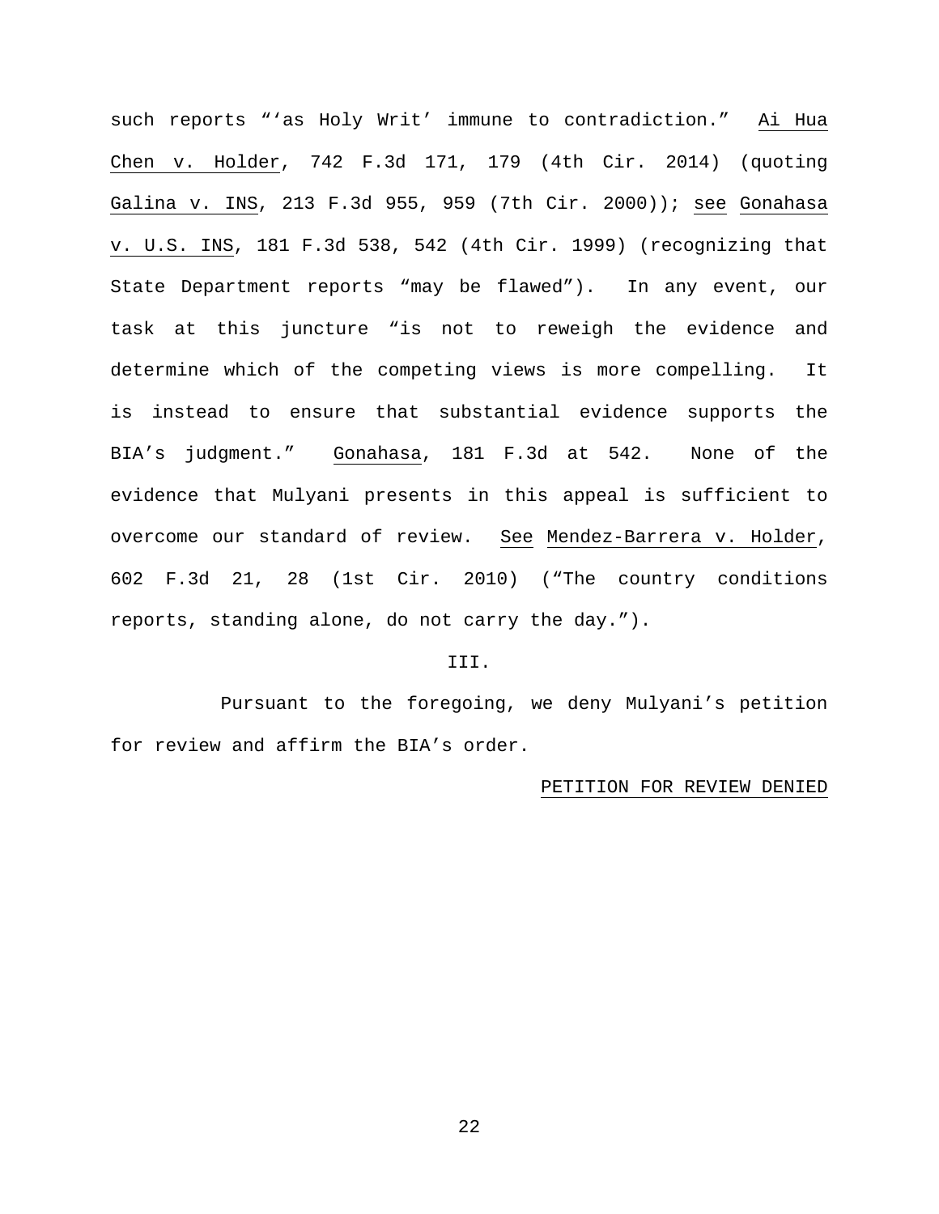such reports "'as Holy Writ' immune to contradiction." Ai Hua Chen v. Holder, 742 F.3d 171, 179 (4th Cir. 2014) (quoting Galina v. INS, 213 F.3d 955, 959 (7th Cir. 2000)); see Gonahasa v. U.S. INS, 181 F.3d 538, 542 (4th Cir. 1999) (recognizing that State Department reports "may be flawed"). In any event, our task at this juncture "is not to reweigh the evidence and determine which of the competing views is more compelling. It is instead to ensure that substantial evidence supports the BIA's judgment." Gonahasa, 181 F.3d at 542. None of the evidence that Mulyani presents in this appeal is sufficient to overcome our standard of review. See Mendez-Barrera v. Holder, 602 F.3d 21, 28 (1st Cir. 2010) ("The country conditions reports, standing alone, do not carry the day.").

## III.

Pursuant to the foregoing, we deny Mulyani's petition for review and affirm the BIA's order.

PETITION FOR REVIEW DENIED